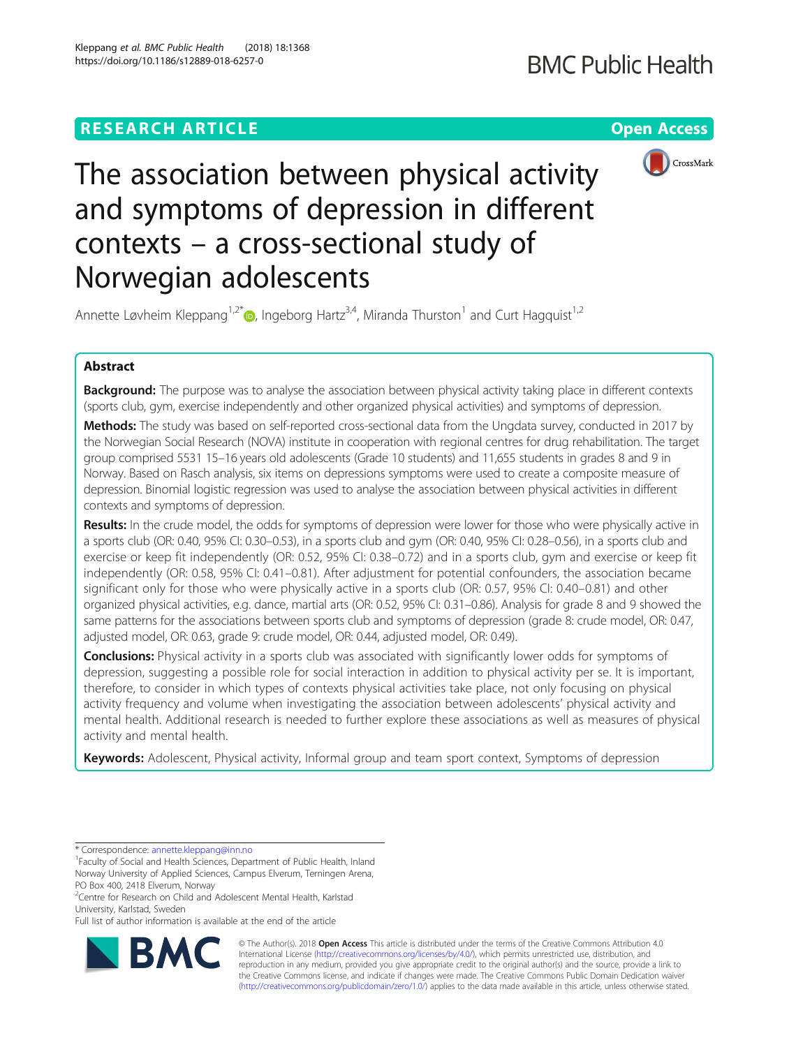RESEARCH ARTICLE

Open Access

# The association between physical activity and symptoms of depression in different contexts – a cross-sectional study of Norwegian adolescents

Annette Løvheim Kleppang[1,2*], Ingeborg Hartz[3,4], Miranda Thurston[1] and Curt Hagquist[1,2]

## Abstract

**Background:** The purpose was to analyse the association between physical activity taking place in different contexts (sports club, gym, exercise independently and other organized physical activities) and symptoms of depression.

**Methods:** The study was based on self-reported cross-sectional data from the Ungdata survey, conducted in 2017 by the Norwegian Social Research (NOVA) institute in cooperation with regional centres for drug rehabilitation. The target group comprised 5531 15–16 years old adolescents (Grade 10 students) and 11,655 students in grades 8 and 9 in Norway. Based on Rasch analysis, six items on depressions symptoms were used to create a composite measure of depression. Binomial logistic regression was used to analyse the association between physical activities in different contexts and symptoms of depression.

**Results:** In the crude model, the odds for symptoms of depression were lower for those who were physically active in a sports club (OR: 0.40, 95% CI: 0.30–0.53), in a sports club and gym (OR: 0.40, 95% CI: 0.28–0.56), in a sports club and exercise or keep fit independently (OR: 0.52, 95% CI: 0.38–0.72) and in a sports club, gym and exercise or keep fit independently (OR: 0.58, 95% CI: 0.41–0.81). After adjustment for potential confounders, the association became significant only for those who were physically active in a sports club (OR: 0.57, 95% CI: 0.40–0.81) and other organized physical activities, e.g. dance, martial arts (OR: 0.52, 95% CI: 0.31–0.86). Analysis for grade 8 and 9 showed the same patterns for the associations between sports club and symptoms of depression (grade 8: crude model, OR: 0.47, adjusted model, OR: 0.63, grade 9: crude model, OR: 0.44, adjusted model, OR: 0.49).

**Conclusions:** Physical activity in a sports club was associated with significantly lower odds for symptoms of depression, suggesting a possible role for social interaction in addition to physical activity per se. It is important, therefore, to consider in which types of contexts physical activities take place, not only focusing on physical activity frequency and volume when investigating the association between adolescents' physical activity and mental health. Additional research is needed to further explore these associations as well as measures of physical activity and mental health.

**Keywords:** Adolescent, Physical activity, Informal group and team sport context, Symptoms of depression

---

\* Correspondence: annette.kleppang@inn.no

[1]Faculty of Social and Health Sciences, Department of Public Health, Inland Norway University of Applied Sciences, Campus Elverum, Terningen Arena, PO Box 400, 2418 Elverum, Norway

[2]Centre for Research on Child and Adolescent Mental Health, Karlstad University, Karlstad, Sweden

Full list of author information is available at the end of the article

© The Author(s). 2018 **Open Access** This article is distributed under the terms of the Creative Commons Attribution 4.0 International License (http://creativecommons.org/licenses/by/4.0/), which permits unrestricted use, distribution, and reproduction in any medium, provided you give appropriate credit to the original author(s) and the source, provide a link to the Creative Commons license, and indicate if changes were made. The Creative Commons Public Domain Dedication waiver (http://creativecommons.org/publicdomain/zero/1.0/) applies to the data made available in this article, unless otherwise stated.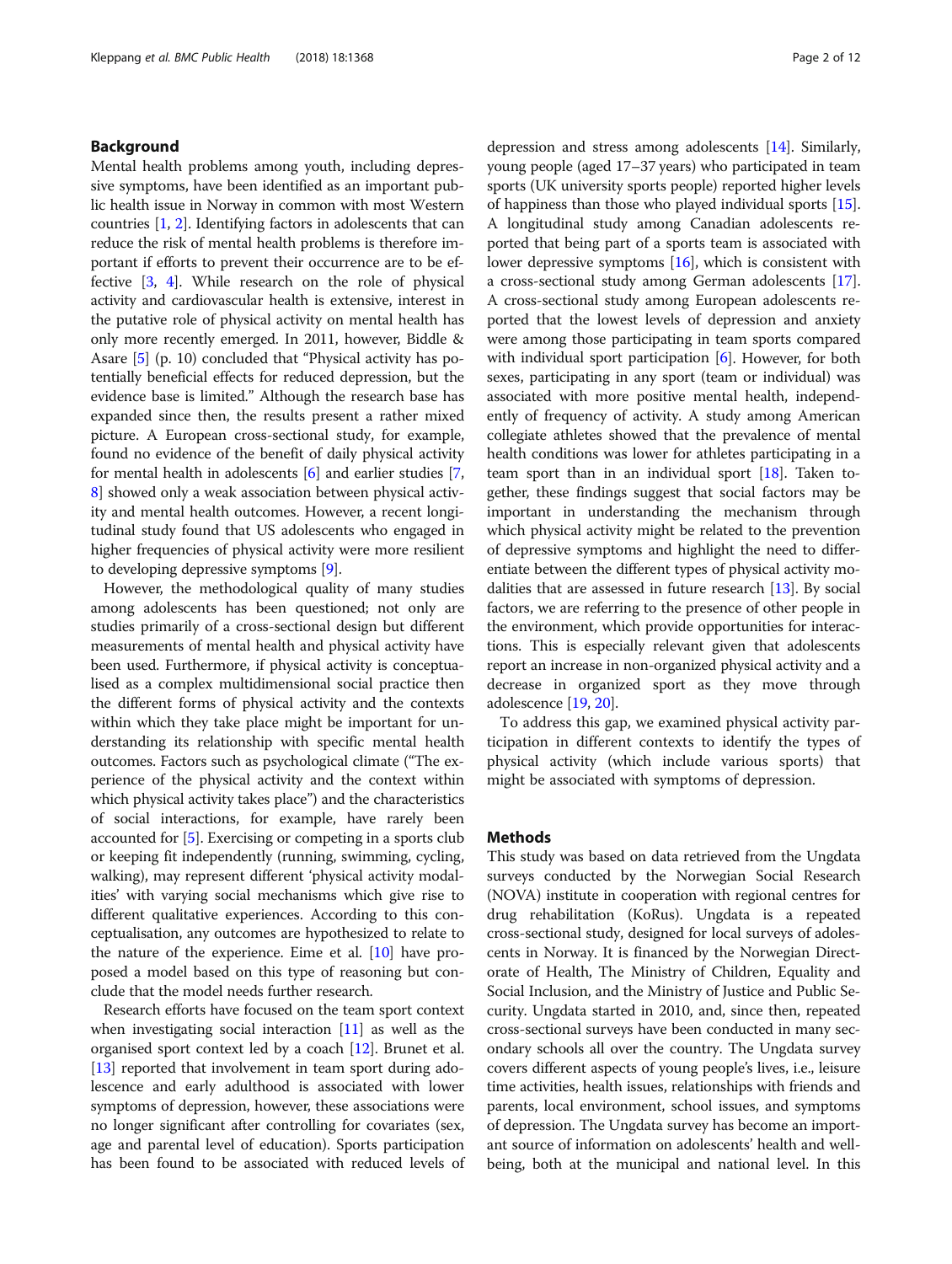## Background

Mental health problems among youth, including depressive symptoms, have been identified as an important public health issue in Norway in common with most Western countries [1, 2]. Identifying factors in adolescents that can reduce the risk of mental health problems is therefore important if efforts to prevent their occurrence are to be effective [3, 4]. While research on the role of physical activity and cardiovascular health is extensive, interest in the putative role of physical activity on mental health has only more recently emerged. In 2011, however, Biddle & Asare [5] (p. 10) concluded that "Physical activity has potentially beneficial effects for reduced depression, but the evidence base is limited." Although the research base has expanded since then, the results present a rather mixed picture. A European cross-sectional study, for example, found no evidence of the benefit of daily physical activity for mental health in adolescents [6] and earlier studies [7, 8] showed only a weak association between physical activity and mental health outcomes. However, a recent longitudinal study found that US adolescents who engaged in higher frequencies of physical activity were more resilient to developing depressive symptoms [9].

However, the methodological quality of many studies among adolescents has been questioned; not only are studies primarily of a cross-sectional design but different measurements of mental health and physical activity have been used. Furthermore, if physical activity is conceptualised as a complex multidimensional social practice then the different forms of physical activity and the contexts within which they take place might be important for understanding its relationship with specific mental health outcomes. Factors such as psychological climate ("The experience of the physical activity and the context within which physical activity takes place") and the characteristics of social interactions, for example, have rarely been accounted for [5]. Exercising or competing in a sports club or keeping fit independently (running, swimming, cycling, walking), may represent different 'physical activity modalities' with varying social mechanisms which give rise to different qualitative experiences. According to this conceptualisation, any outcomes are hypothesized to relate to the nature of the experience. Eime et al. [10] have proposed a model based on this type of reasoning but conclude that the model needs further research.

Research efforts have focused on the team sport context when investigating social interaction [11] as well as the organised sport context led by a coach [12]. Brunet et al. [13] reported that involvement in team sport during adolescence and early adulthood is associated with lower symptoms of depression, however, these associations were no longer significant after controlling for covariates (sex, age and parental level of education). Sports participation has been found to be associated with reduced levels of depression and stress among adolescents [14]. Similarly, young people (aged 17–37 years) who participated in team sports (UK university sports people) reported higher levels of happiness than those who played individual sports [15]. A longitudinal study among Canadian adolescents reported that being part of a sports team is associated with lower depressive symptoms [16], which is consistent with a cross-sectional study among German adolescents [17]. A cross-sectional study among European adolescents reported that the lowest levels of depression and anxiety were among those participating in team sports compared with individual sport participation [6]. However, for both sexes, participating in any sport (team or individual) was associated with more positive mental health, independently of frequency of activity. A study among American collegiate athletes showed that the prevalence of mental health conditions was lower for athletes participating in a team sport than in an individual sport [18]. Taken together, these findings suggest that social factors may be important in understanding the mechanism through which physical activity might be related to the prevention of depressive symptoms and highlight the need to differentiate between the different types of physical activity modalities that are assessed in future research [13]. By social factors, we are referring to the presence of other people in the environment, which provide opportunities for interactions. This is especially relevant given that adolescents report an increase in non-organized physical activity and a decrease in organized sport as they move through adolescence [19, 20].

To address this gap, we examined physical activity participation in different contexts to identify the types of physical activity (which include various sports) that might be associated with symptoms of depression.

## Methods

This study was based on data retrieved from the Ungdata surveys conducted by the Norwegian Social Research (NOVA) institute in cooperation with regional centres for drug rehabilitation (KoRus). Ungdata is a repeated cross-sectional study, designed for local surveys of adolescents in Norway. It is financed by the Norwegian Directorate of Health, The Ministry of Children, Equality and Social Inclusion, and the Ministry of Justice and Public Security. Ungdata started in 2010, and, since then, repeated cross-sectional surveys have been conducted in many secondary schools all over the country. The Ungdata survey covers different aspects of young people's lives, i.e., leisure time activities, health issues, relationships with friends and parents, local environment, school issues, and symptoms of depression. The Ungdata survey has become an important source of information on adolescents' health and well-being, both at the municipal and national level. In this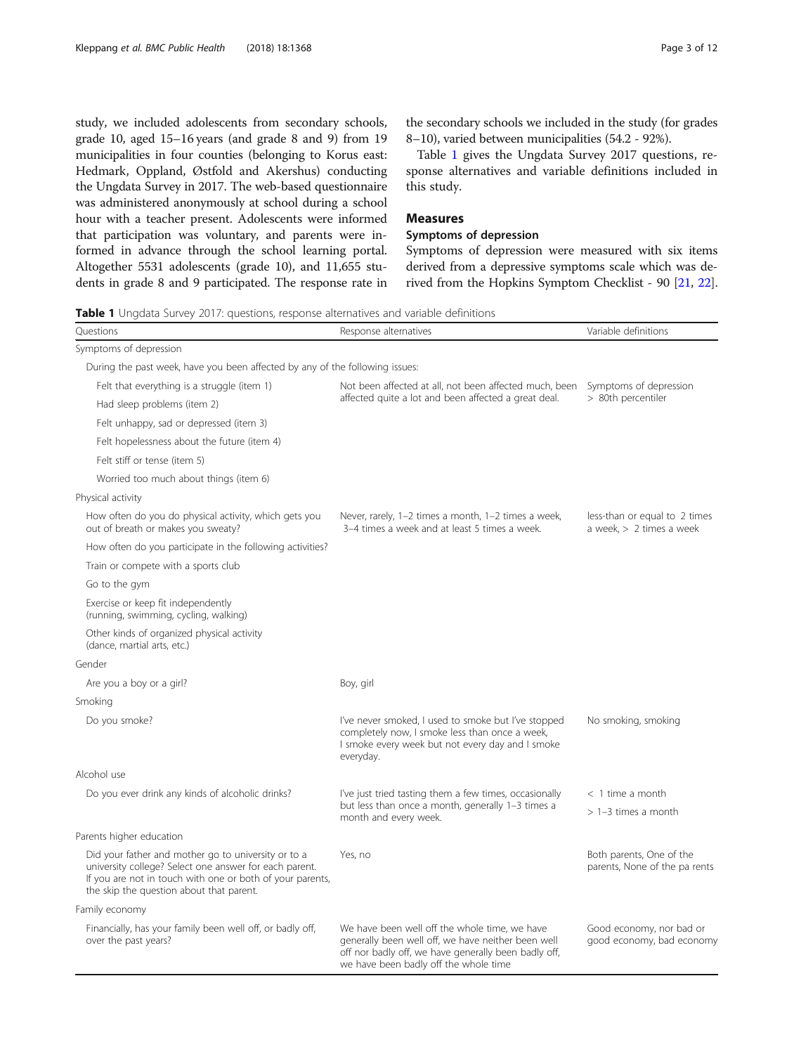study, we included adolescents from secondary schools, grade 10, aged 15–16 years (and grade 8 and 9) from 19 municipalities in four counties (belonging to Korus east: Hedmark, Oppland, Østfold and Akershus) conducting the Ungdata Survey in 2017. The web-based questionnaire was administered anonymously at school during a school hour with a teacher present. Adolescents were informed that participation was voluntary, and parents were informed in advance through the school learning portal. Altogether 5531 adolescents (grade 10), and 11,655 students in grade 8 and 9 participated. The response rate in the secondary schools we included in the study (for grades 8–10), varied between municipalities (54.2 - 92%).

Table 1 gives the Ungdata Survey 2017 questions, response alternatives and variable definitions included in this study.

## Measures

### Symptoms of depression

Symptoms of depression were measured with six items derived from a depressive symptoms scale which was derived from the Hopkins Symptom Checklist - 90 [21, 22].

**Table 1** Ungdata Survey 2017: questions, response alternatives and variable definitions

| Questions | Response alternatives | Variable definitions |
|---|---|---|
| Symptoms of depression | | |
| During the past week, have you been affected by any of the following issues: | | |
| Felt that everything is a struggle (item 1) | Not been affected at all, not been affected much, been affected quite a lot and been affected a great deal. | Symptoms of depression > 80th percentiler |
| Had sleep problems (item 2) | | |
| Felt unhappy, sad or depressed (item 3) | | |
| Felt hopelessness about the future (item 4) | | |
| Felt stiff or tense (item 5) | | |
| Worried too much about things (item 6) | | |
| Physical activity | | |
| How often do you do physical activity, which gets you out of breath or makes you sweaty? | Never, rarely, 1–2 times a month, 1–2 times a week, 3–4 times a week and at least 5 times a week. | less-than or equal to 2 times a week, > 2 times a week |
| How often do you participate in the following activities? | | |
| Train or compete with a sports club | | |
| Go to the gym | | |
| Exercise or keep fit independently (running, swimming, cycling, walking) | | |
| Other kinds of organized physical activity (dance, martial arts, etc.) | | |
| Gender | | |
| Are you a boy or a girl? | Boy, girl | |
| Smoking | | |
| Do you smoke? | I've never smoked, I used to smoke but I've stopped completely now, I smoke less than once a week, I smoke every week but not every day and I smoke everyday. | No smoking, smoking |
| Alcohol use | | |
| Do you ever drink any kinds of alcoholic drinks? | I've just tried tasting them a few times, occasionally but less than once a month, generally 1–3 times a month and every week. | < 1 time a month<br>> 1–3 times a month |
| Parents higher education | | |
| Did your father and mother go to university or to a university college? Select one answer for each parent. If you are not in touch with one or both of your parents, the skip the question about that parent. | Yes, no | Both parents, One of the parents, None of the pa rents |
| Family economy | | |
| Financially, has your family been well off, or badly off, over the past years? | We have been well off the whole time, we have generally been well off, we have neither been well off nor badly off, we have generally been badly off, we have been badly off the whole time | Good economy, nor bad or good economy, bad economy |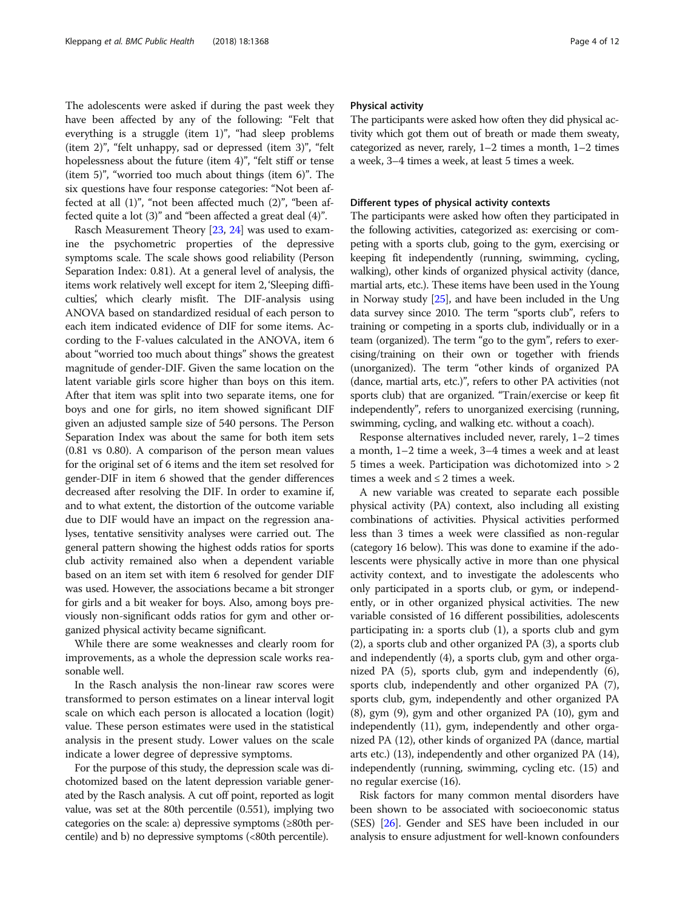The adolescents were asked if during the past week they have been affected by any of the following: "Felt that everything is a struggle (item 1)", "had sleep problems (item 2)", "felt unhappy, sad or depressed (item 3)", "felt hopelessness about the future (item 4)", "felt stiff or tense (item 5)", "worried too much about things (item 6)". The six questions have four response categories: "Not been affected at all (1)", "not been affected much (2)", "been affected quite a lot (3)" and "been affected a great deal (4)".

Rasch Measurement Theory [23, 24] was used to examine the psychometric properties of the depressive symptoms scale. The scale shows good reliability (Person Separation Index: 0.81). At a general level of analysis, the items work relatively well except for item 2, 'Sleeping difficulties', which clearly misfit. The DIF-analysis using ANOVA based on standardized residual of each person to each item indicated evidence of DIF for some items. According to the F-values calculated in the ANOVA, item 6 about "worried too much about things" shows the greatest magnitude of gender-DIF. Given the same location on the latent variable girls score higher than boys on this item. After that item was split into two separate items, one for boys and one for girls, no item showed significant DIF given an adjusted sample size of 540 persons. The Person Separation Index was about the same for both item sets (0.81 vs 0.80). A comparison of the person mean values for the original set of 6 items and the item set resolved for gender-DIF in item 6 showed that the gender differences decreased after resolving the DIF. In order to examine if, and to what extent, the distortion of the outcome variable due to DIF would have an impact on the regression analyses, tentative sensitivity analyses were carried out. The general pattern showing the highest odds ratios for sports club activity remained also when a dependent variable based on an item set with item 6 resolved for gender DIF was used. However, the associations became a bit stronger for girls and a bit weaker for boys. Also, among boys previously non-significant odds ratios for gym and other organized physical activity became significant.

While there are some weaknesses and clearly room for improvements, as a whole the depression scale works reasonable well.

In the Rasch analysis the non-linear raw scores were transformed to person estimates on a linear interval logit scale on which each person is allocated a location (logit) value. These person estimates were used in the statistical analysis in the present study. Lower values on the scale indicate a lower degree of depressive symptoms.

For the purpose of this study, the depression scale was dichotomized based on the latent depression variable generated by the Rasch analysis. A cut off point, reported as logit value, was set at the 80th percentile (0.551), implying two categories on the scale: a) depressive symptoms (≥80th percentile) and b) no depressive symptoms (<80th percentile).

### Physical activity

The participants were asked how often they did physical activity which got them out of breath or made them sweaty, categorized as never, rarely, 1–2 times a month, 1–2 times a week, 3–4 times a week, at least 5 times a week.

### Different types of physical activity contexts

The participants were asked how often they participated in the following activities, categorized as: exercising or competing with a sports club, going to the gym, exercising or keeping fit independently (running, swimming, cycling, walking), other kinds of organized physical activity (dance, martial arts, etc.). These items have been used in the Young in Norway study [25], and have been included in the Ung data survey since 2010. The term "sports club", refers to training or competing in a sports club, individually or in a team (organized). The term "go to the gym", refers to exercising/training on their own or together with friends (unorganized). The term "other kinds of organized PA (dance, martial arts, etc.)", refers to other PA activities (not sports club) that are organized. "Train/exercise or keep fit independently", refers to unorganized exercising (running, swimming, cycling, and walking etc. without a coach).

Response alternatives included never, rarely, 1–2 times a month, 1–2 time a week, 3–4 times a week and at least 5 times a week. Participation was dichotomized into > 2 times a week and ≤ 2 times a week.

A new variable was created to separate each possible physical activity (PA) context, also including all existing combinations of activities. Physical activities performed less than 3 times a week were classified as non-regular (category 16 below). This was done to examine if the adolescents were physically active in more than one physical activity context, and to investigate the adolescents who only participated in a sports club, or gym, or independently, or in other organized physical activities. The new variable consisted of 16 different possibilities, adolescents participating in: a sports club (1), a sports club and gym (2), a sports club and other organized PA (3), a sports club and independently (4), a sports club, gym and other organized PA (5), sports club, gym and independently (6), sports club, independently and other organized PA (7), sports club, gym, independently and other organized PA (8), gym (9), gym and other organized PA (10), gym and independently (11), gym, independently and other organized PA (12), other kinds of organized PA (dance, martial arts etc.) (13), independently and other organized PA (14), independently (running, swimming, cycling etc. (15) and no regular exercise (16).

Risk factors for many common mental disorders have been shown to be associated with socioeconomic status (SES) [26]. Gender and SES have been included in our analysis to ensure adjustment for well-known confounders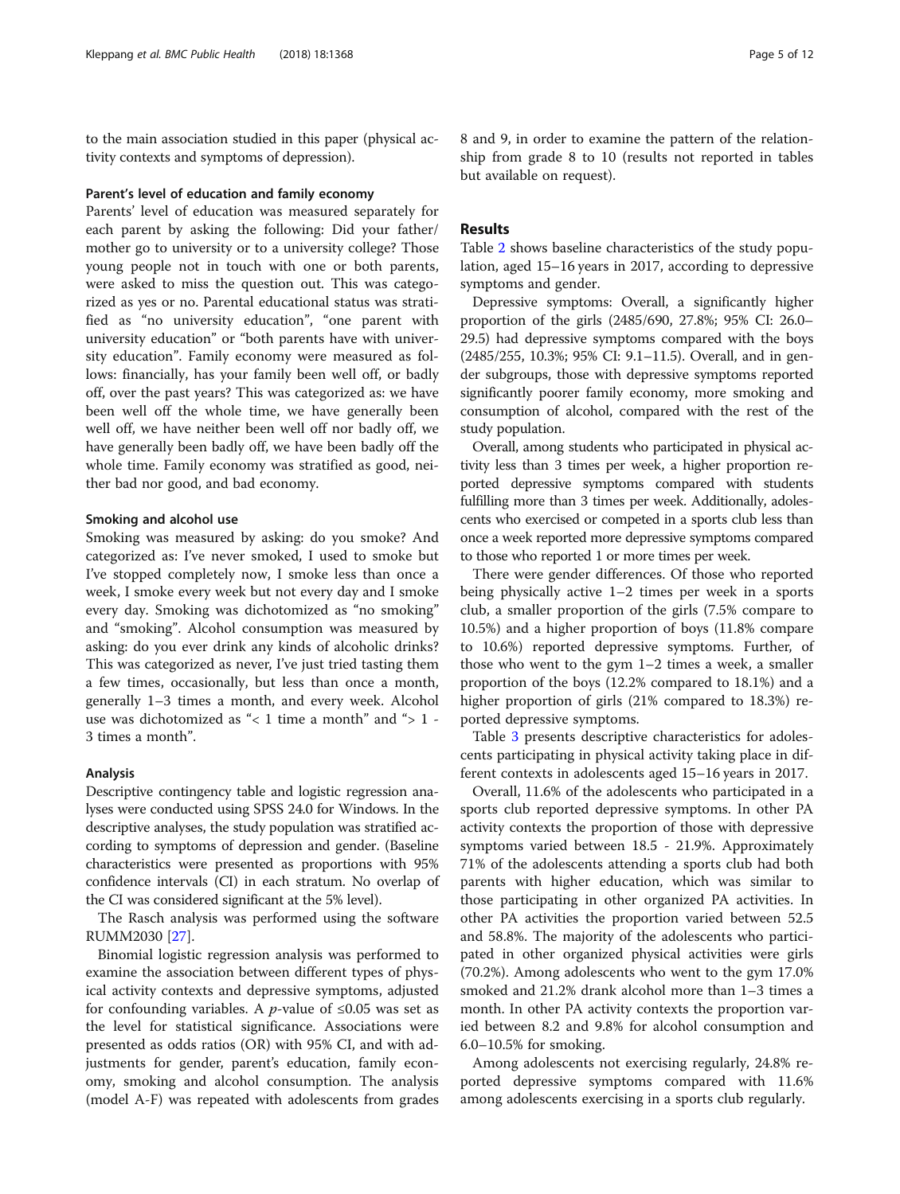to the main association studied in this paper (physical activity contexts and symptoms of depression).

#### Parent's level of education and family economy

Parents' level of education was measured separately for each parent by asking the following: Did your father/ mother go to university or to a university college? Those young people not in touch with one or both parents, were asked to miss the question out. This was categorized as yes or no. Parental educational status was stratified as "no university education", "one parent with university education" or "both parents have with university education". Family economy were measured as follows: financially, has your family been well off, or badly off, over the past years? This was categorized as: we have been well off the whole time, we have generally been well off, we have neither been well off nor badly off, we have generally been badly off, we have been badly off the whole time. Family economy was stratified as good, neither bad nor good, and bad economy.

#### Smoking and alcohol use

Smoking was measured by asking: do you smoke? And categorized as: I've never smoked, I used to smoke but I've stopped completely now, I smoke less than once a week, I smoke every week but not every day and I smoke every day. Smoking was dichotomized as "no smoking" and "smoking". Alcohol consumption was measured by asking: do you ever drink any kinds of alcoholic drinks? This was categorized as never, I've just tried tasting them a few times, occasionally, but less than once a month, generally 1–3 times a month, and every week. Alcohol use was dichotomized as "< 1 time a month" and "> 1 - 3 times a month".

#### Analysis

Descriptive contingency table and logistic regression analyses were conducted using SPSS 24.0 for Windows. In the descriptive analyses, the study population was stratified according to symptoms of depression and gender. (Baseline characteristics were presented as proportions with 95% confidence intervals (CI) in each stratum. No overlap of the CI was considered significant at the 5% level).

The Rasch analysis was performed using the software RUMM2030 [27].

Binomial logistic regression analysis was performed to examine the association between different types of physical activity contexts and depressive symptoms, adjusted for confounding variables. A *p*-value of $\leq 0.05$ was set as the level for statistical significance. Associations were presented as odds ratios (OR) with 95% CI, and with adjustments for gender, parent's education, family economy, smoking and alcohol consumption. The analysis (model A-F) was repeated with adolescents from grades 8 and 9, in order to examine the pattern of the relationship from grade 8 to 10 (results not reported in tables but available on request).

## Results

Table 2 shows baseline characteristics of the study population, aged 15–16 years in 2017, according to depressive symptoms and gender.

Depressive symptoms: Overall, a significantly higher proportion of the girls (2485/690, 27.8%; 95% CI: 26.0–29.5) had depressive symptoms compared with the boys (2485/255, 10.3%; 95% CI: 9.1–11.5). Overall, and in gender subgroups, those with depressive symptoms reported significantly poorer family economy, more smoking and consumption of alcohol, compared with the rest of the study population.

Overall, among students who participated in physical activity less than 3 times per week, a higher proportion reported depressive symptoms compared with students fulfilling more than 3 times per week. Additionally, adolescents who exercised or competed in a sports club less than once a week reported more depressive symptoms compared to those who reported 1 or more times per week.

There were gender differences. Of those who reported being physically active 1–2 times per week in a sports club, a smaller proportion of the girls (7.5% compare to 10.5%) and a higher proportion of boys (11.8% compare to 10.6%) reported depressive symptoms. Further, of those who went to the gym 1–2 times a week, a smaller proportion of the boys (12.2% compared to 18.1%) and a higher proportion of girls (21% compared to 18.3%) reported depressive symptoms.

Table 3 presents descriptive characteristics for adolescents participating in physical activity taking place in different contexts in adolescents aged 15–16 years in 2017.

Overall, 11.6% of the adolescents who participated in a sports club reported depressive symptoms. In other PA activity contexts the proportion of those with depressive symptoms varied between 18.5 - 21.9%. Approximately 71% of the adolescents attending a sports club had both parents with higher education, which was similar to those participating in other organized PA activities. In other PA activities the proportion varied between 52.5 and 58.8%. The majority of the adolescents who participated in other organized physical activities were girls (70.2%). Among adolescents who went to the gym 17.0% smoked and 21.2% drank alcohol more than 1–3 times a month. In other PA activity contexts the proportion varied between 8.2 and 9.8% for alcohol consumption and 6.0–10.5% for smoking.

Among adolescents not exercising regularly, 24.8% reported depressive symptoms compared with 11.6% among adolescents exercising in a sports club regularly.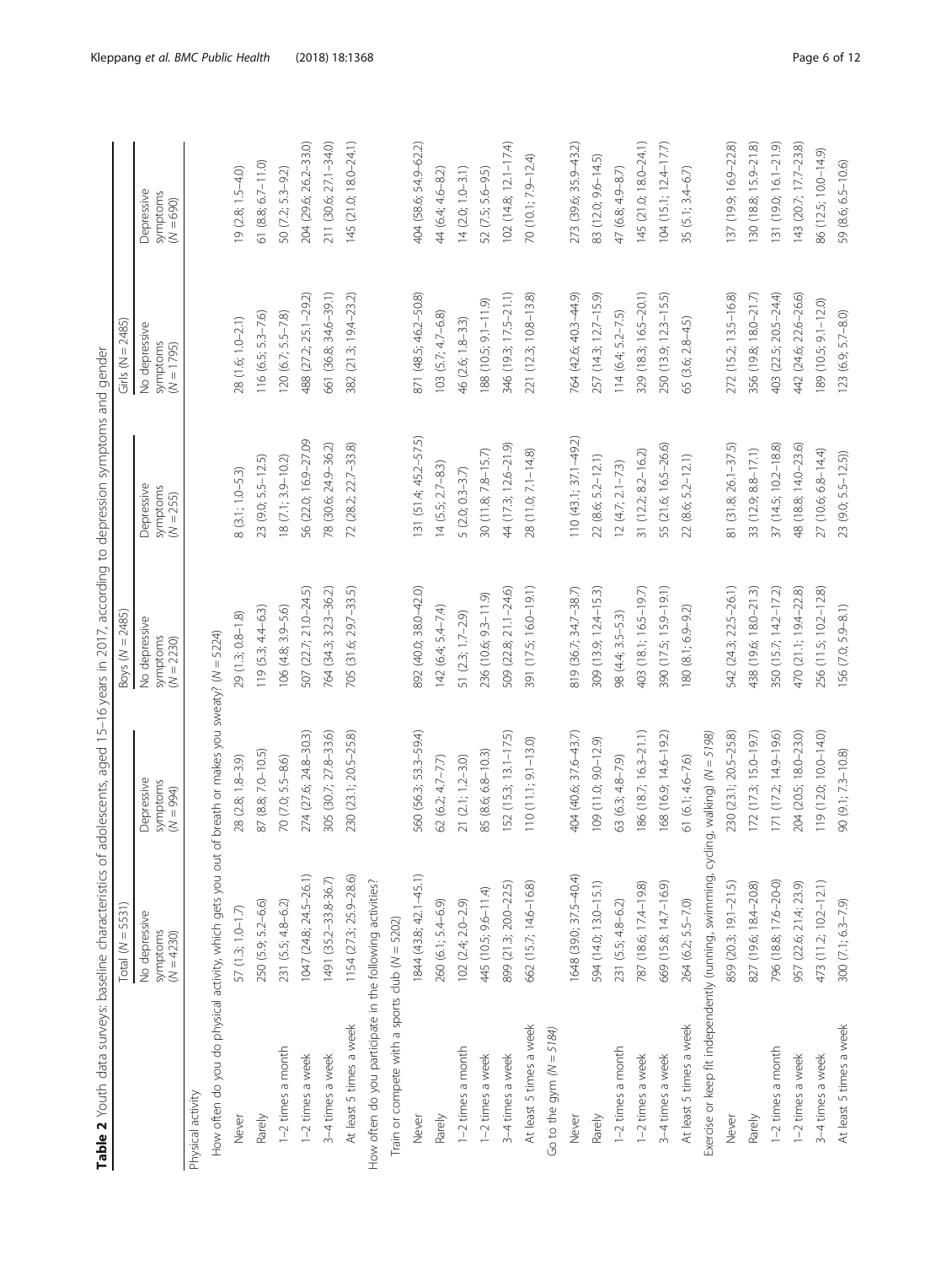**Table 2** Youth data surveys: baseline characteristics of adolescents, aged 15–16 years in 2017, according to depression symptoms and gender

| | Total (*N* = 5531) | | Boys (*N* = 2485) | | Girls (*N* = 2485) | |
|---|---|---|---|---|---|---|
| | No depressive symptoms (*N* = 4230) | Depressive symptoms (*N* = 994) | No depressive symptoms (*N* = 2230) | Depressive symptoms (*N* = 255) | No depressive symptoms (*N* = 1795) | Depressive symptoms (*N* = 690) |
| Physical activity | | | | | | |
| How often do you do physical activity, which gets you out of breath or makes you sweaty? (*N* = 5224) | | | | | | |
| Never | 57 (1.3; 1.0–1.7) | 28 (2.8; 1.8–3.9) | 29 (1.3; 0.8–1.8) | 8 (3.1; 1.0–5.3) | 28 (1.6; 1.0–2.1) | 19 (2.8; 1.5–4.0) |
| Rarely | 250 (5.9; 5.2–6.6) | 87 (8.8; 7.0–10.5) | 119 (5.3; 4.4–6.3) | 23 (9.0; 5.5–12.5) | 116 (6.5; 5.3–7.6) | 61 (8.8; 6.7–11.0) |
| 1–2 times a month | 231 (5.5; 4.8–6.2) | 70 (7.0; 5.5–8.6) | 106 (4.8; 3.9–5.6) | 18 (7.1; 3.9–10.2) | 120 (6.7; 5.5–7.8) | 50 (7.2; 5.3–9.2) |
| 1–2 times a week | 1047 (24.8; 24.5–26.1) | 274 (27.6; 24.8–30.3) | 507 (22.7; 21.0–24.5) | 56 (22.0; 16.9–27.09) | 488 (27.2; 25.1–29.2) | 204 (29.6; 26.2–33.0) |
| 3–4 times a week | 1491 (35.2–33.8-36.7) | 305 (30.7; 27.8–33.6) | 764 (34.3; 32.3–36.2) | 78 (30.6; 24.9–36.2) | 661 (36.8; 34.6–39.1) | 211 (30.6; 27.1–34.0) |
| At least 5 times a week | 1154 (27.3; 25.9–28.6) | 230 (23.1; 20.5–25.8) | 705 (31.6; 29.7–33.5) | 72 (28.2; 22.7–33.8) | 382 (21.3; 19.4–23.2) | 145 (21.0; 18.0–24.1) |
| How often do you participate in the following activities? | | | | | | |
| Train or compete with a sports club (*N* = 5202) | | | | | | |
| Never | 1844 (43.8; 42.1–45.1) | 560 (56.3; 53.3–59.4) | 892 (40.0; 38.0–42.0) | 131 (51.4; 45.2–57.5) | 871 (48.5; 46.2–50.8) | 404 (58.6; 54.9–62.2) |
| Rarely | 260 (6.1; 5.4–6.9) | 62 (6.2; 4.7–7.7) | 142 (6.4; 5.4–7.4) | 14 (5.5; 2.7–8.3) | 103 (5.7; 4.7–6.8) | 44 (6.4; 4.6–8.2) |
| 1–2 times a month | 102 (2.4; 2.0–2.9) | 21 (2.1; 1.2–3.0) | 51 (2.3; 1.7–2.9) | 5 (2.0; 0.3–3.7) | 46 (2.6; 1.8–3.3) | 14 (2.0; 1.0–3.1) |
| 1–2 times a week | 445 (10.5; 9.6–11.4) | 85 (8.6; 6.8–10.3) | 236 (10.6; 9.3–11.9) | 30 (11.8; 7.8–15.7) | 188 (10.5; 9.1–11.9) | 52 (7.5; 5.6–9.5) |
| 3–4 times a week | 899 (21.3; 20.0–22.5) | 152 (15.3; 13.1–17.5) | 509 (22.8; 21.1–24.6) | 44 (17.3; 12.6–21.9) | 346 (19.3; 17.5–21.1) | 102 (14.8; 12.1–17.4) |
| At least 5 times a week | 662 (15.7; 14.6–16.8) | 110 (11.1; 9.1–13.0) | 391 (17.5; 16.0–19.1) | 28 (11.0; 7.1–14.8) | 221 (12.3; 10.8–13.8) | 70 (10.1; 7.9–12.4) |
| Go to the gym (*N* = 5184) | | | | | | |
| Never | 1648 (39.0; 37.5–40.4) | 404 (40.6; 37.6–43.7) | 819 (36.7; 34.7–38.7) | 110 (43.1; 37.1–49.2) | 764 (42.6; 40.3–44.9) | 273 (39.6; 35.9–43.2) |
| Rarely | 594 (14.0; 13.0–15.1) | 109 (11.0; 9.0–12.9) | 309 (13.9; 12.4–15.3) | 22 (8.6; 5.2–12.1) | 257 (14.3; 12.7–15.9) | 83 (12.0; 9.6–14.5) |
| 1–2 times a month | 231 (5.5; 4.8–6.2) | 63 (6.3; 4.8–7.9) | 98 (4.4; 3.5–5.3) | 12 (4.7; 2.1–7.3) | 114 (6.4; 5.2–7.5) | 47 (6.8; 4.9–8.7) |
| 1–2 times a week | 787 (18.6; 17.4–19.8) | 186 (18.7; 16.3–21.1) | 403 (18.1; 16.5–19.7) | 31 (12.2; 8.2–16.2) | 329 (18.3; 16.5–20.1) | 145 (21.0; 18.0–24.1) |
| 3–4 times a week | 669 (15.8; 14.7–16.9) | 168 (16.9; 14.6–19.2) | 390 (17.5; 15.9–19.1) | 55 (21.6; 16.5–26.6) | 250 (13.9; 12.3–15.5) | 104 (15.1; 12.4–17.7) |
| At least 5 times a week | 264 (6.2; 5.5–7.0) | 61 (6.1; 4.6–7.6) | 180 (8.1; 6.9–9.2) | 22 (8.6; 5.2–12.1) | 65 (3.6; 2.8–4.5) | 35 (5.1; 3.4–6.7) |
| Exercise or keep fit independently (running, swimming, cycling, walking) (*N* = 5198) | | | | | | |
| Never | 859 (20.3; 19.1–21.5) | 230 (23.1; 20.5–25.8) | 542 (24.3; 22.5–26.1) | 81 (31.8; 26.1–37.5) | 272 (15.2; 13.5–16.8) | 137 (19.9; 16.9–22.8) |
| Rarely | 827 (19.6; 18.4–20.8) | 172 (17.3; 15.0–19.7) | 438 (19.6; 18.0–21.3) | 33 (12.9; 8.8–17.1) | 356 (19.8; 18.0–21.7) | 130 (18.8; 15.9–21.8) |
| 1–2 times a month | 796 (18.8; 17.6–20.0) | 171 (17.2; 14.9–19.6) | 350 (15.7; 14.2–17.2) | 37 (14.5; 10.2–18.8) | 403 (22.5; 20.5–24.4) | 131 (19.0; 16.1–21.9) |
| 1–2 times a week | 957 (22.6; 21.4; 23.9) | 204 (20.5; 18.0–23.0) | 470 (21.1; 19.4–22.8) | 48 (18.8; 14.0–23.6) | 442 (24.6; 22.6–26.6) | 143 (20.7; 17.7–23.8) |
| 3–4 times a week | 473 (11.2; 10.2–12.1) | 119 (12.0; 10.0–14.0) | 256 (11.5; 10.2–12.8) | 27 (10.6; 6.8–14.4) | 189 (10.5; 9.1–12.0) | 86 (12.5; 10.0–14.9) |
| At least 5 times a week | 300 (7.1; 6.3–7.9) | 90 (9.1; 7.3–10.8) | 156 (7.0; 5.9–8.1) | 23 (9.0; 5.5–12.5)) | 123 (6.9; 5.7–8.0) | 59 (8.6; 6.5–10.6) |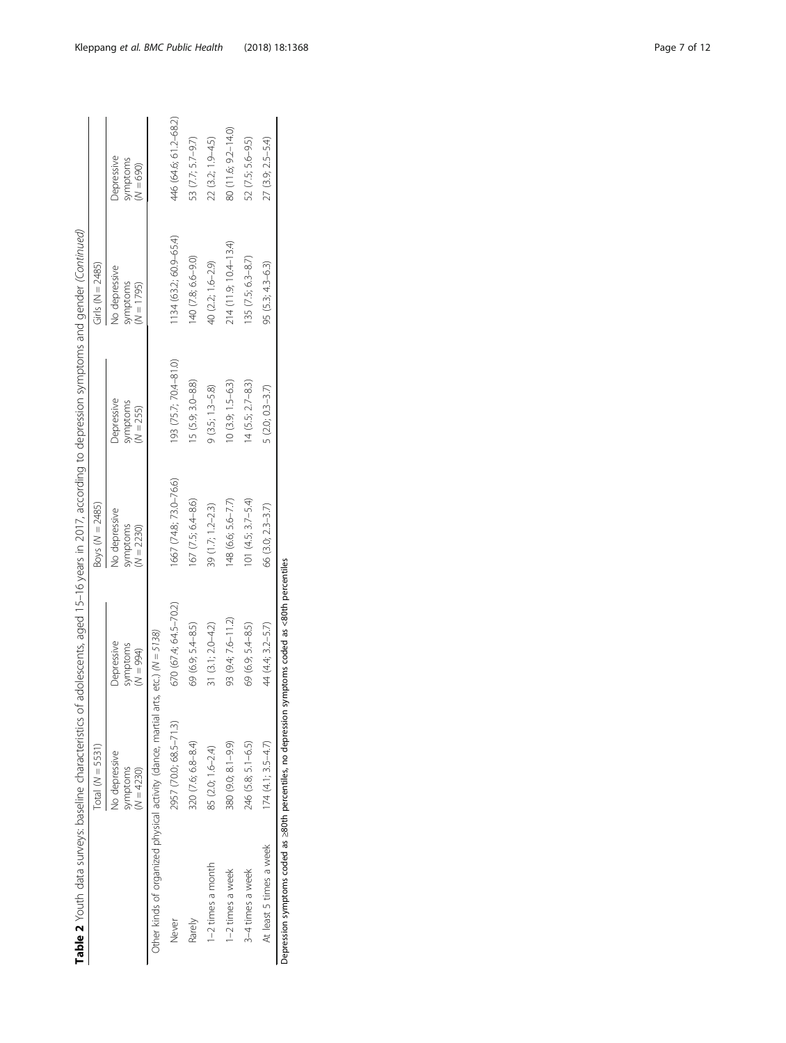**Table 2** Youth data surveys: baseline characteristics of adolescents, aged 15–16 years in 2017, according to depression symptoms and gender *(Continued)*

| | Total (*N* = 5531) | | Boys (*N* = 2485) | | Girls (*N* = 2485) | |
|---|---|---|---|---|---|---|
| | No depressive symptoms (*N* = 4230) | Depressive symptoms (*N* = 994) | No depressive symptoms (*N* = 2230) | Depressive symptoms (*N* = 255) | No depressive symptoms (*N* = 1795) | Depressive symptoms (*N* = 690) |
| Other kinds of organized physical activity (dance, martial arts, etc.) (*N* = 5138) | | | | | | |
| Never | 2957 (70.0; 68.5–71.3) | 670 (67.4; 64.5–70.2) | 1667 (74.8; 73.0–76.6) | 193 (75.7; 70.4–81.0) | 1134 (63.2; 60.9–65.4) | 446 (64.6; 61.2–68.2) |
| Rarely | 320 (7.6; 6.8–8.4) | 69 (6.9; 5.4–8.5) | 167 (7.5; 6.4–8.6) | 15 (5.9; 3.0–8.8) | 140 (7.8; 6.6–9.0) | 53 (7.7; 5.7–9.7) |
| 1–2 times a month | 85 (2.0; 1.6–2.4) | 31 (3.1; 2.0–4.2) | 39 (1.7; 1.2–2.3) | 9 (3.5; 1.3–5.8) | 40 (2.2; 1.6–2.9) | 22 (3.2; 1.9–4.5) |
| 1–2 times a week | 380 (9.0; 8.1–9.9) | 93 (9.4; 7.6–11.2) | 148 (6.6; 5.6–7.7) | 10 (3.9; 1.5–6.3) | 214 (11.9; 10.4–13.4) | 80 (11.6; 9.2–14.0) |
| 3–4 times a week | 246 (5.8; 5.1–6.5) | 69 (6.9; 5.4–8.5) | 101 (4.5; 3.7–5.4) | 14 (5.5; 2.7–8.3) | 135 (7.5; 6.3–8.7) | 52 (7.5; 5.6–9.5) |
| At least 5 times a week | 174 (4.1; 3.5–4.7) | 44 (4.4; 3.2–5.7) | 66 (3.0; 2.3–3.7) | 5 (2.0; 0.3–3.7) | 95 (5.3; 4.3–6.3) | 27 (3.9; 2.5–5.4) |

Depression symptoms coded as ≥80th percentiles, no depression symptoms coded as <80th percentiles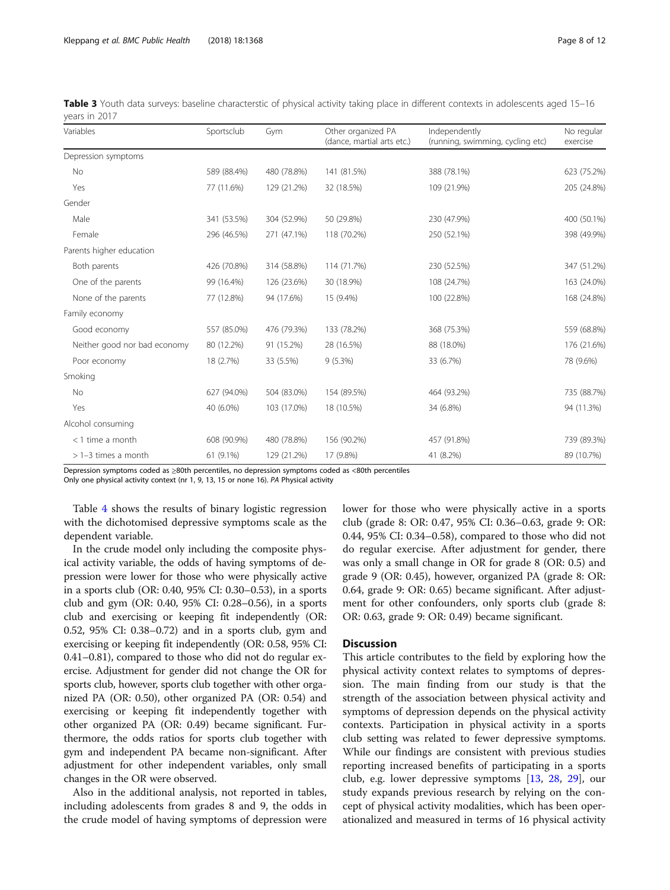**Table 3** Youth data surveys: baseline characterstic of physical activity taking place in different contexts in adolescents aged 15–16 years in 2017

| Variables | Sportsclub | Gym | Other organized PA (dance, martial arts etc.) | Independently (running, swimming, cycling etc) | No regular exercise |
|---|---|---|---|---|---|
| Depression symptoms | | | | | |
| No | 589 (88.4%) | 480 (78.8%) | 141 (81.5%) | 388 (78.1%) | 623 (75.2%) |
| Yes | 77 (11.6%) | 129 (21.2%) | 32 (18.5%) | 109 (21.9%) | 205 (24.8%) |
| Gender | | | | | |
| Male | 341 (53.5%) | 304 (52.9%) | 50 (29.8%) | 230 (47.9%) | 400 (50.1%) |
| Female | 296 (46.5%) | 271 (47.1%) | 118 (70.2%) | 250 (52.1%) | 398 (49.9%) |
| Parents higher education | | | | | |
| Both parents | 426 (70.8%) | 314 (58.8%) | 114 (71.7%) | 230 (52.5%) | 347 (51.2%) |
| One of the parents | 99 (16.4%) | 126 (23.6%) | 30 (18.9%) | 108 (24.7%) | 163 (24.0%) |
| None of the parents | 77 (12.8%) | 94 (17.6%) | 15 (9.4%) | 100 (22.8%) | 168 (24.8%) |
| Family economy | | | | | |
| Good economy | 557 (85.0%) | 476 (79.3%) | 133 (78.2%) | 368 (75.3%) | 559 (68.8%) |
| Neither good nor bad economy | 80 (12.2%) | 91 (15.2%) | 28 (16.5%) | 88 (18.0%) | 176 (21.6%) |
| Poor economy | 18 (2.7%) | 33 (5.5%) | 9 (5.3%) | 33 (6.7%) | 78 (9.6%) |
| Smoking | | | | | |
| No | 627 (94.0%) | 504 (83.0%) | 154 (89.5%) | 464 (93.2%) | 735 (88.7%) |
| Yes | 40 (6.0%) | 103 (17.0%) | 18 (10.5%) | 34 (6.8%) | 94 (11.3%) |
| Alcohol consuming | | | | | |
| < 1 time a month | 608 (90.9%) | 480 (78.8%) | 156 (90.2%) | 457 (91.8%) | 739 (89.3%) |
| > 1–3 times a month | 61 (9.1%) | 129 (21.2%) | 17 (9.8%) | 41 (8.2%) | 89 (10.7%) |

Depression symptoms coded as ≥80th percentiles, no depression symptoms coded as <80th percentiles
Only one physical activity context (nr 1, 9, 13, 15 or none 16). *PA* Physical activity

Table 4 shows the results of binary logistic regression with the dichotomised depressive symptoms scale as the dependent variable.

In the crude model only including the composite physical activity variable, the odds of having symptoms of depression were lower for those who were physically active in a sports club (OR: 0.40, 95% CI: 0.30–0.53), in a sports club and gym (OR: 0.40, 95% CI: 0.28–0.56), in a sports club and exercising or keeping fit independently (OR: 0.52, 95% CI: 0.38–0.72) and in a sports club, gym and exercising or keeping fit independently (OR: 0.58, 95% CI: 0.41–0.81), compared to those who did not do regular exercise. Adjustment for gender did not change the OR for sports club, however, sports club together with other organized PA (OR: 0.50), other organized PA (OR: 0.54) and exercising or keeping fit independently together with other organized PA (OR: 0.49) became significant. Furthermore, the odds ratios for sports club together with gym and independent PA became non-significant. After adjustment for other independent variables, only small changes in the OR were observed.

Also in the additional analysis, not reported in tables, including adolescents from grades 8 and 9, the odds in the crude model of having symptoms of depression were lower for those who were physically active in a sports club (grade 8: OR: 0.47, 95% CI: 0.36–0.63, grade 9: OR: 0.44, 95% CI: 0.34–0.58), compared to those who did not do regular exercise. After adjustment for gender, there was only a small change in OR for grade 8 (OR: 0.5) and grade 9 (OR: 0.45), however, organized PA (grade 8: OR: 0.64, grade 9: OR: 0.65) became significant. After adjustment for other confounders, only sports club (grade 8: OR: 0.63, grade 9: OR: 0.49) became significant.

## Discussion

This article contributes to the field by exploring how the physical activity context relates to symptoms of depression. The main finding from our study is that the strength of the association between physical activity and symptoms of depression depends on the physical activity contexts. Participation in physical activity in a sports club setting was related to fewer depressive symptoms. While our findings are consistent with previous studies reporting increased benefits of participating in a sports club, e.g. lower depressive symptoms [13, 28, 29], our study expands previous research by relying on the concept of physical activity modalities, which has been operationalized and measured in terms of 16 physical activity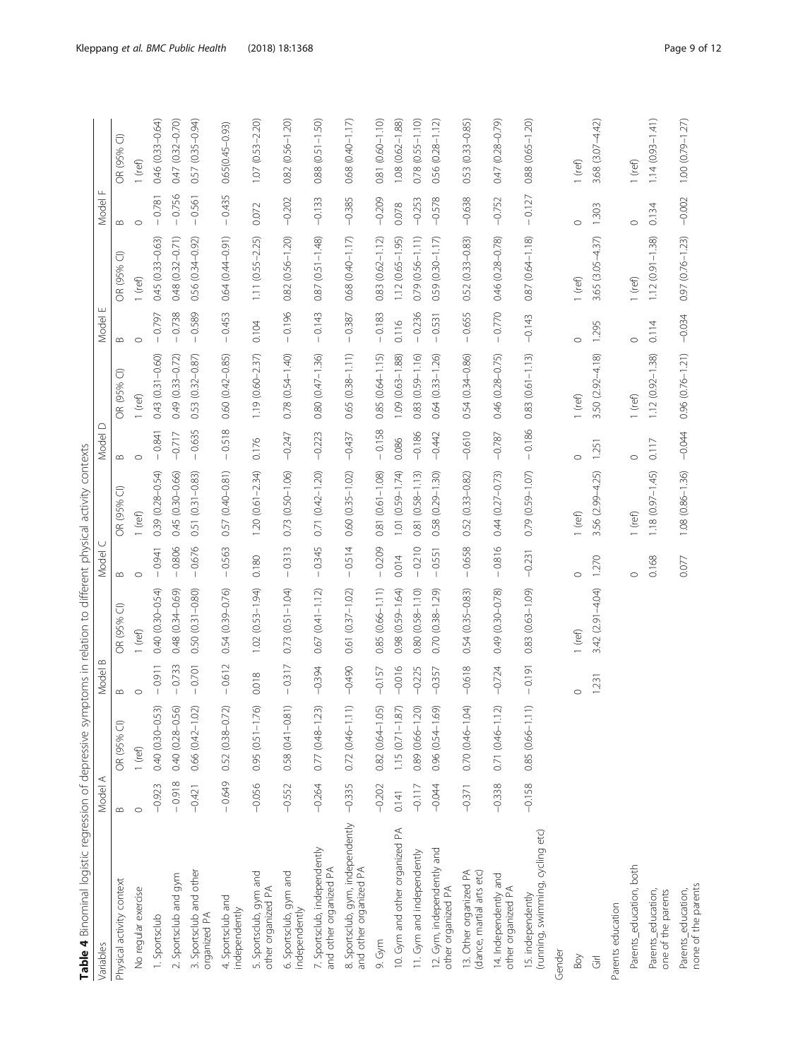**Table 4** Binominal logistic regression of depressive symptoms in relation to different physical activity contexts

| Variables | Model A | | Model B | | Model C | | Model D | | Model E | | Model F | |
|---|---|---|---|---|---|---|---|---|---|---|---|---|
| | B | OR (95% CI) | B | OR (95% CI) | B | OR (95% CI) | B | OR (95% CI) | B | OR (95% CI) | B | OR (95% CI) |
| Physical activity context | | | | | | | | | | | | |
| No regular exercise | 0 | 1 (ref) | 0 | 1 (ref) | 0 | 1 (ref) | 0 | 1 (ref) | 0 | 1 (ref) | 0 | 1 (ref) |
| 1. Sportsclub | −0.923 | 0.40 (0.30–0.53) | −0.911 | 0.40 (0.30–0.54) | −0.941 | 0.39 (0.28–0.54) | −0.841 | 0.43 (0.31–0.60) | −0.797 | 0.45 (0.33–0.63) | −0.781 | 0.46 (0.33–0.64) |
| 2. Sportsclub and gym | −0.918 | 0.40 (0.28–0.56) | −0.733 | 0.48 (0.34–0.69) | −0.806 | 0.45 (0.30–0.66) | −0.717 | 0.49 (0.33–0.72) | −0.738 | 0.48 (0.32–0.71) | −0.756 | 0.47 (0.32–0.70) |
| 3. Sportsclub and other organized PA | −0.421 | 0.66 (0.42–1.02) | −0.701 | 0.50 (0.31–0.80) | −0.676 | 0.51 (0.31–0.83) | −0.635 | 0.53 (0.32–0.87) | −0.589 | 0.56 (0.34–0.92) | −0.561 | 0.57 (0.35–0.94) |
| 4. Sportsclub and independently | −0.649 | 0.52 (0.38–0.72) | −0.612 | 0.54 (0.39–0.76) | −0.563 | 0.57 (0.40–0.81) | −0.518 | 0.60 (0.42–0.85) | −0.453 | 0.64 (0.44–0.91) | −0.435 | 0.65(0.45–0.93) |
| 5. Sportsclub, gym and other organized PA | −0.056 | 0.95 (0.51–1.76) | 0.018 | 1.02 (0.53–1.94) | 0.180 | 1.20 (0.61–2.34) | 0.176 | 1.19 (0.60–2.37) | 0.104 | 1.11 (0.55–2.25) | 0.072 | 1.07 (0.53–2.20) |
| 6. Sportsclub, gym and independently | −0.552 | 0.58 (0.41–0.81) | −0.317 | 0.73 (0.51–1.04) | −0.313 | 0.73 (0.50–1.06) | −0.247 | 0.78 (0.54–1.40) | −0.196 | 0.82 (0.56–1.20) | −0.202 | 0.82 (0.56–1.20) |
| 7. Sportsclub, independently and other organized PA | −0.264 | 0.77 (0.48–1.23) | −0.394 | 0.67 (0.41–1.12) | −0.345 | 0.71 (0.42–1.20) | −0.223 | 0.80 (0.47–1.36) | −0.143 | 0.87 (0.51–1.48) | −0.133 | 0.88 (0.51–1.50) |
| 8. Sportsclub, gym, independently and other organized PA | −0.335 | 0.72 (0.46–1.11) | −0.490 | 0.61 (0.37–1.02) | −0.514 | 0.60 (0.35–1.02) | −0.437 | 0.65 (0.38–1.11) | −0.387 | 0.68 (0.40–1.17) | −0.385 | 0.68 (0.40–1.17) |
| 9. Gym | −0.202 | 0.82 (0.64–1.05) | −0.157 | 0.85 (0.66–1.11) | −0.209 | 0.81 (0.61–1.08) | −0.158 | 0.85 (0.64–1.15) | −0.183 | 0.83 (0.62–1.12) | −0.209 | 0.81 (0.60–1.10) |
| 10. Gym and other organized PA | 0.141 | 1.15 (0.71–1.87) | −0.016 | 0.98 (0.59–1.64) | 0.014 | 1.01 (0.59–1.74) | 0.086 | 1.09 (0.63–1.88) | 0.116 | 1.12 (0.65–1.95) | 0.078 | 1.08 (0.62–1.88) |
| 11. Gym and independently | −0.117 | 0.89 (0.66–1.20) | −0.225 | 0.80 (0.58–1.10) | −0.210 | 0.81 (0.58–1.13) | −0.186 | 0.83 (0.59–1.16) | −0.236 | 0.79 (0.56–1.11) | −0.253 | 0.78 (0.55–1.10) |
| 12. Gym, independently and other organized PA | −0.044 | 0.96 (0.54–1.69) | −0.357 | 0.70 (0.38–1.29) | −0.551 | 0.58 (0.29–1.30) | −0.442 | 0.64 (0.33–1.26) | −0.531 | 0.59 (0.30–1.17) | −0.578 | 0.56 (0.28–1.12) |
| 13. Other organized PA (dance, martial arts etc) | −0.371 | 0.70 (0.46–1.04) | −0.618 | 0.54 (0.35–0.83) | −0.658 | 0.52 (0.33–0.82) | −0.610 | 0.54 (0.34–0.86) | −0.655 | 0.52 (0.33–0.83) | −0.638 | 0.53 (0.33–0.85) |
| 14. Independently and other organized PA | −0.338 | 0.71 (0.46–1.12) | −0.724 | 0.49 (0.30–0.78) | −0.816 | 0.44 (0.27–0.73) | −0.787 | 0.46 (0.28–0.75) | −0.770 | 0.46 (0.28–0.78) | −0.752 | 0.47 (0.28–0.79) |
| 15. Independently (running, swimming, cycling etc) | −0.158 | 0.85 (0.66–1.11) | −0.191 | 0.83 (0.63–1.09) | −0.231 | 0.79 (0.59–1.07) | −0.186 | 0.83 (0.61–1.13) | −0.143 | 0.87 (0.64–1.18) | −0.127 | 0.88 (0.65–1.20) |
| Gender | | | | | | | | | | | | |
| Boy | | | 0 | 1 (ref) | 0 | 1 (ref) | 0 | 1 (ref) | 0 | 1 (ref) | 0 | 1 (ref) |
| Girl | | | 1.231 | 3.42 (2.91–4.04) | 1.270 | 3.56 (2.99–4.25) | 1.251 | 3.50 (2.92–4.18) | 1.295 | 3.65 (3.05–4.37) | 1.303 | 3.68 (3.07–4.42) |
| Parents education | | | | | | | | | | | | |
| Parents_education, both | | | | | 0 | 1 (ref) | 0 | 1 (ref) | 0 | 1 (ref) | 0 | 1 (ref) |
| Parents_education, one of the parents | | | | | 0.168 | 1.18 (0.97–1.45) | 0.117 | 1.12 (0.92–1.38) | 0.114 | 1.12 (0.91–1.38) | 0.134 | 1.14 (0.93–1.41) |
| Parents_education, none of the parents | | | | | 0.077 | 1.08 (0.86–1.36) | −0.044 | 0.96 (0.76–1.21) | −0.034 | 0.97 (0.76–1.23) | −0.002 | 1.00 (0.79–1.27) |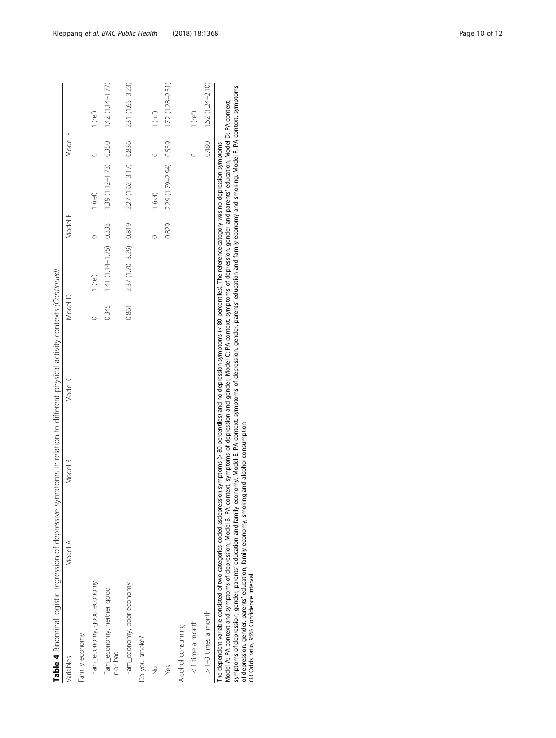**Table 4** Binominal logistic regression of depressive symptoms in relation to different physical activity contexts *(Continued)*

| Variables | Model A | | Model B | | Model C | | Model D | | Model E | | Model F | |
|---|---|---|---|---|---|---|---|---|---|---|---|---|
| Family economy | | | | | | | | | | | | |
| Fam_economy, good economy | | | | | | | 0 | 1 (ref) | 0 | 1 (ref) | 0 | 1 (ref) |
| Fam_economy, neither good nor bad | | | | | | | 0.345 | 1.41 (1.14–1.75) | 0.333 | 1.39 (1.12–1.73) | 0.350 | 1.42 (1.14–1.77) |
| Fam_economy, poor economy | | | | | | | 0.861 | 2.37 (1.70–3.29) | 0.819 | 2.27 (1.62–3.17) | 0.836 | 2.31 (1.65–3.23) |
| Do you smoke? | | | | | | | | | | | | |
| No | | | | | | | | | 0 | 1 (ref) | 0 | 1 (ref) |
| Yes | | | | | | | | | 0.829 | 2.29 (1.79–2.94) | 0.539 | 1.72 (1.28–2.31) |
| Alcohol consuming | | | | | | | | | | | | |
| < 1 time a month | | | | | | | | | | | 0 | 1 (ref) |
| > 1–3 times a month | | | | | | | | | | | 0.480 | 1.62 (1.24–2.10) |

The dependent variable consisted of two categories coded asdepression symptoms (> 80 percentiles) and no depression symptoms (< 80 percentiles). The reference category was no depression symptoms
Model A: PA context and symptoms of depression, Model B: PA context, symptoms of depression and gender, Model C: PA context, symptoms of depression, gender and parents' education, Model D: PA context, symptoms of depression, gender, parents' education and family economy, Model E: PA context, symptoms of depression, gender, parents' education and family economy and smoking, Model F: PA context, symptoms of depression, gender, parents' education, family economy, smoking and alcohol consumption
*OR* Odds ratio, *95%* Confidence interval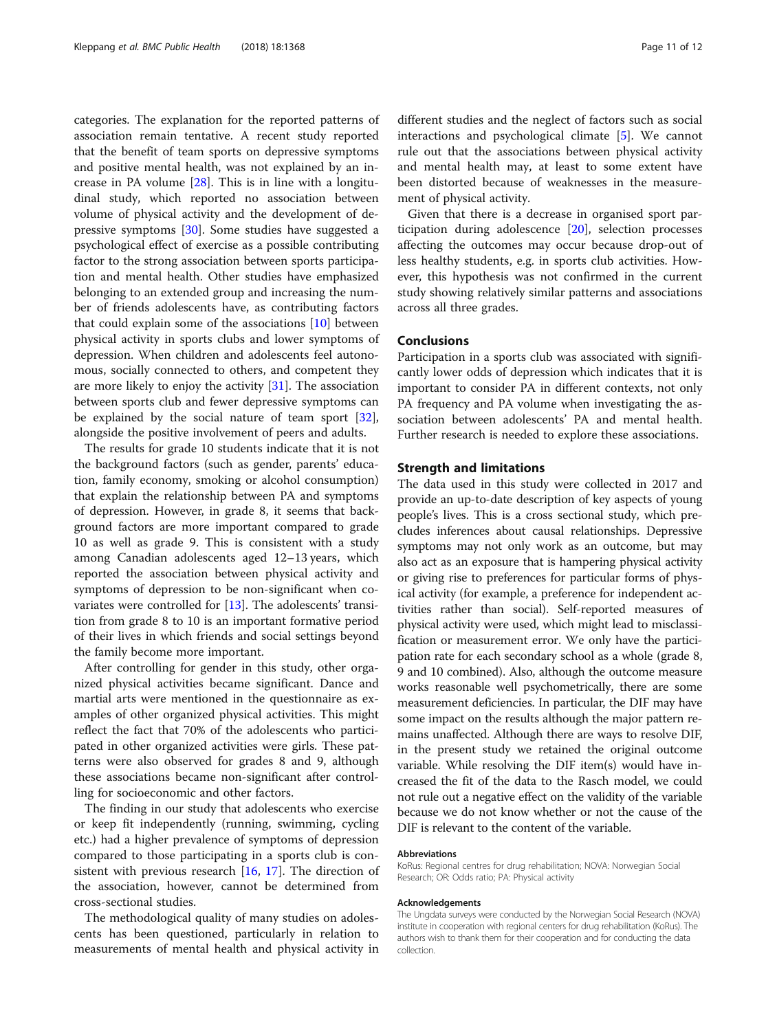categories. The explanation for the reported patterns of association remain tentative. A recent study reported that the benefit of team sports on depressive symptoms and positive mental health, was not explained by an increase in PA volume [28]. This is in line with a longitudinal study, which reported no association between volume of physical activity and the development of depressive symptoms [30]. Some studies have suggested a psychological effect of exercise as a possible contributing factor to the strong association between sports participation and mental health. Other studies have emphasized belonging to an extended group and increasing the number of friends adolescents have, as contributing factors that could explain some of the associations [10] between physical activity in sports clubs and lower symptoms of depression. When children and adolescents feel autonomous, socially connected to others, and competent they are more likely to enjoy the activity [31]. The association between sports club and fewer depressive symptoms can be explained by the social nature of team sport [32], alongside the positive involvement of peers and adults.

The results for grade 10 students indicate that it is not the background factors (such as gender, parents' education, family economy, smoking or alcohol consumption) that explain the relationship between PA and symptoms of depression. However, in grade 8, it seems that background factors are more important compared to grade 10 as well as grade 9. This is consistent with a study among Canadian adolescents aged 12–13 years, which reported the association between physical activity and symptoms of depression to be non-significant when covariates were controlled for [13]. The adolescents' transition from grade 8 to 10 is an important formative period of their lives in which friends and social settings beyond the family become more important.

After controlling for gender in this study, other organized physical activities became significant. Dance and martial arts were mentioned in the questionnaire as examples of other organized physical activities. This might reflect the fact that 70% of the adolescents who participated in other organized activities were girls. These patterns were also observed for grades 8 and 9, although these associations became non-significant after controlling for socioeconomic and other factors.

The finding in our study that adolescents who exercise or keep fit independently (running, swimming, cycling etc.) had a higher prevalence of symptoms of depression compared to those participating in a sports club is consistent with previous research [16, 17]. The direction of the association, however, cannot be determined from cross-sectional studies.

The methodological quality of many studies on adolescents has been questioned, particularly in relation to measurements of mental health and physical activity in different studies and the neglect of factors such as social interactions and psychological climate [5]. We cannot rule out that the associations between physical activity and mental health may, at least to some extent have been distorted because of weaknesses in the measurement of physical activity.

Given that there is a decrease in organised sport participation during adolescence [20], selection processes affecting the outcomes may occur because drop-out of less healthy students, e.g. in sports club activities. However, this hypothesis was not confirmed in the current study showing relatively similar patterns and associations across all three grades.

## Conclusions

Participation in a sports club was associated with significantly lower odds of depression which indicates that it is important to consider PA in different contexts, not only PA frequency and PA volume when investigating the association between adolescents' PA and mental health. Further research is needed to explore these associations.

## Strength and limitations

The data used in this study were collected in 2017 and provide an up-to-date description of key aspects of young people's lives. This is a cross sectional study, which precludes inferences about causal relationships. Depressive symptoms may not only work as an outcome, but may also act as an exposure that is hampering physical activity or giving rise to preferences for particular forms of physical activity (for example, a preference for independent activities rather than social). Self-reported measures of physical activity were used, which might lead to misclassification or measurement error. We only have the participation rate for each secondary school as a whole (grade 8, 9 and 10 combined). Also, although the outcome measure works reasonable well psychometrically, there are some measurement deficiencies. In particular, the DIF may have some impact on the results although the major pattern remains unaffected. Although there are ways to resolve DIF, in the present study we retained the original outcome variable. While resolving the DIF item(s) would have increased the fit of the data to the Rasch model, we could not rule out a negative effect on the validity of the variable because we do not know whether or not the cause of the DIF is relevant to the content of the variable.

#### Abbreviations

KoRus: Regional centres for drug rehabilitation; NOVA: Norwegian Social Research; OR: Odds ratio; PA: Physical activity

#### Acknowledgements

The Ungdata surveys were conducted by the Norwegian Social Research (NOVA) institute in cooperation with regional centers for drug rehabilitation (KoRus). The authors wish to thank them for their cooperation and for conducting the data collection.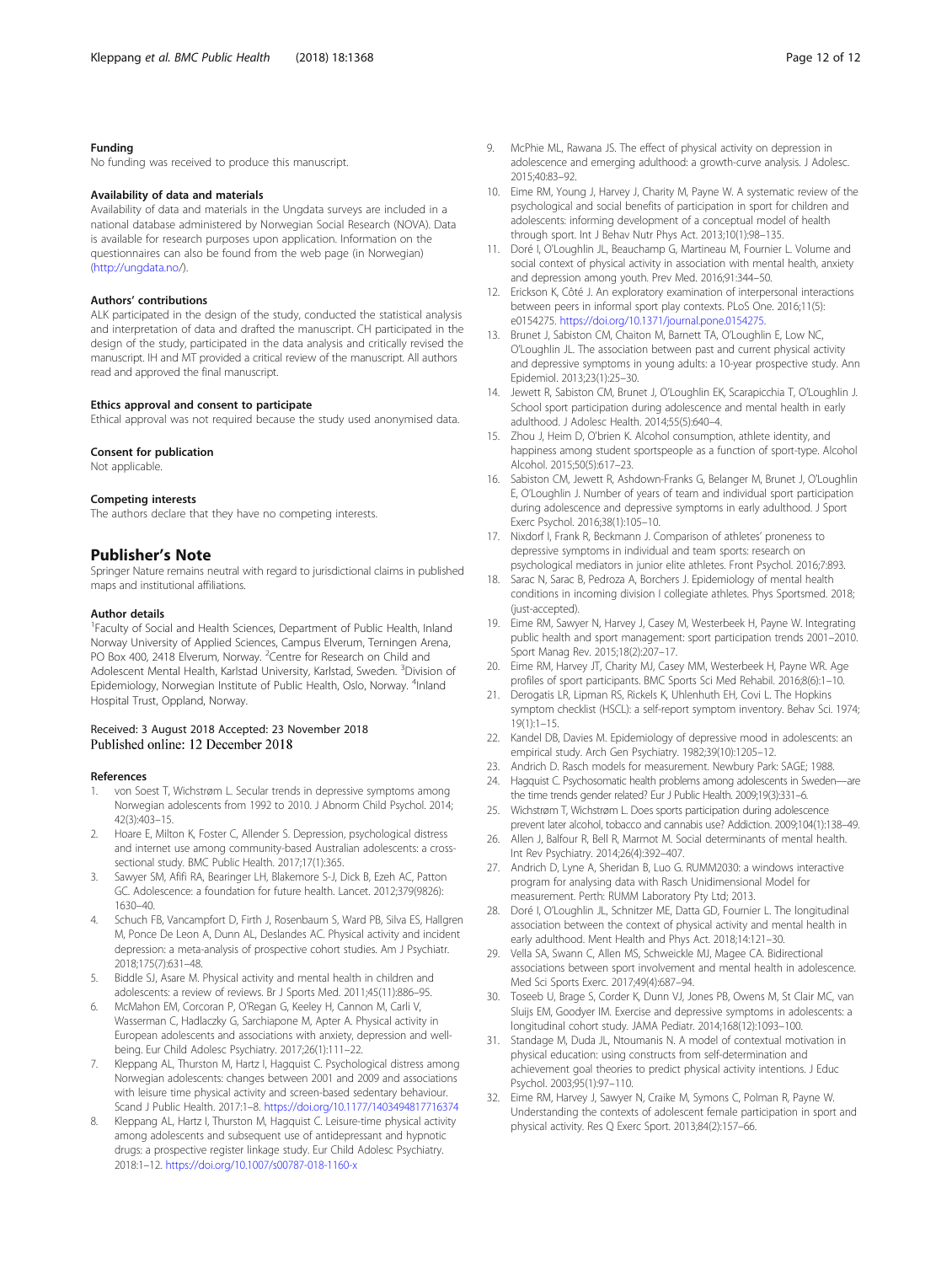### Funding

No funding was received to produce this manuscript.

### Availability of data and materials

Availability of data and materials in the Ungdata surveys are included in a national database administered by Norwegian Social Research (NOVA). Data is available for research purposes upon application. Information on the questionnaires can also be found from the web page (in Norwegian) (http://ungdata.no/).

### Authors' contributions

ALK participated in the design of the study, conducted the statistical analysis and interpretation of data and drafted the manuscript. CH participated in the design of the study, participated in the data analysis and critically revised the manuscript. IH and MT provided a critical review of the manuscript. All authors read and approved the final manuscript.

### Ethics approval and consent to participate

Ethical approval was not required because the study used anonymised data.

### Consent for publication

Not applicable.

### Competing interests

The authors declare that they have no competing interests.

## Publisher's Note

Springer Nature remains neutral with regard to jurisdictional claims in published maps and institutional affiliations.

### Author details

[1]Faculty of Social and Health Sciences, Department of Public Health, Inland Norway University of Applied Sciences, Campus Elverum, Terningen Arena, PO Box 400, 2418 Elverum, Norway. [2]Centre for Research on Child and Adolescent Mental Health, Karlstad University, Karlstad, Sweden. [3]Division of Epidemiology, Norwegian Institute of Public Health, Oslo, Norway. [4]Inland Hospital Trust, Oppland, Norway.

Received: 3 August 2018 Accepted: 23 November 2018
Published online: 12 December 2018

### References

1. von Soest T, Wichstrøm L. Secular trends in depressive symptoms among Norwegian adolescents from 1992 to 2010. J Abnorm Child Psychol. 2014; 42(3):403–15.
2. Hoare E, Milton K, Foster C, Allender S. Depression, psychological distress and internet use among community-based Australian adolescents: a cross-sectional study. BMC Public Health. 2017;17(1):365.
3. Sawyer SM, Afifi RA, Bearinger LH, Blakemore S-J, Dick B, Ezeh AC, Patton GC. Adolescence: a foundation for future health. Lancet. 2012;379(9826): 1630–40.
4. Schuch FB, Vancampfort D, Firth J, Rosenbaum S, Ward PB, Silva ES, Hallgren M, Ponce De Leon A, Dunn AL, Deslandes AC. Physical activity and incident depression: a meta-analysis of prospective cohort studies. Am J Psychiatr. 2018;175(7):631–48.
5. Biddle SJ, Asare M. Physical activity and mental health in children and adolescents: a review of reviews. Br J Sports Med. 2011;45(11):886–95.
6. McMahon EM, Corcoran P, O'Regan G, Keeley H, Cannon M, Carli V, Wasserman C, Hadlaczky G, Sarchiapone M, Apter A. Physical activity in European adolescents and associations with anxiety, depression and well-being. Eur Child Adolesc Psychiatry. 2017;26(1):111–22.
7. Kleppang AL, Thurston M, Hartz I, Hagquist C. Psychological distress among Norwegian adolescents: changes between 2001 and 2009 and associations with leisure time physical activity and screen-based sedentary behaviour. Scand J Public Health. 2017:1–8. https://doi.org/10.1177/1403494817716374
8. Kleppang AL, Hartz I, Thurston M, Hagquist C. Leisure-time physical activity among adolescents and subsequent use of antidepressant and hypnotic drugs: a prospective register linkage study. Eur Child Adolesc Psychiatry. 2018:1–12. https://doi.org/10.1007/s00787-018-1160-x
9. McPhie ML, Rawana JS. The effect of physical activity on depression in adolescence and emerging adulthood: a growth-curve analysis. J Adolesc. 2015;40:83–92.
10. Eime RM, Young J, Harvey J, Charity M, Payne W. A systematic review of the psychological and social benefits of participation in sport for children and adolescents: informing development of a conceptual model of health through sport. Int J Behav Nutr Phys Act. 2013;10(1):98–135.
11. Doré I, O'Loughlin JL, Beauchamp G, Martineau M, Fournier L. Volume and social context of physical activity in association with mental health, anxiety and depression among youth. Prev Med. 2016;91:344–50.
12. Erickson K, Côté J. An exploratory examination of interpersonal interactions between peers in informal sport play contexts. PLoS One. 2016;11(5): e0154275. https://doi.org/10.1371/journal.pone.0154275.
13. Brunet J, Sabiston CM, Chaiton M, Barnett TA, O'Loughlin E, Low NC, O'Loughlin JL. The association between past and current physical activity and depressive symptoms in young adults: a 10-year prospective study. Ann Epidemiol. 2013;23(1):25–30.
14. Jewett R, Sabiston CM, Brunet J, O'Loughlin EK, Scarapicchia T, O'Loughlin J. School sport participation during adolescence and mental health in early adulthood. J Adolesc Health. 2014;55(5):640–4.
15. Zhou J, Heim D, O'brien K. Alcohol consumption, athlete identity, and happiness among student sportspeople as a function of sport-type. Alcohol Alcohol. 2015;50(5):617–23.
16. Sabiston CM, Jewett R, Ashdown-Franks G, Belanger M, Brunet J, O'Loughlin E, O'Loughlin J. Number of years of team and individual sport participation during adolescence and depressive symptoms in early adulthood. J Sport Exerc Psychol. 2016;38(1):105–10.
17. Nixdorf I, Frank R, Beckmann J. Comparison of athletes' proneness to depressive symptoms in individual and team sports: research on psychological mediators in junior elite athletes. Front Psychol. 2016;7:893.
18. Sarac N, Sarac B, Pedroza A, Borchers J. Epidemiology of mental health conditions in incoming division I collegiate athletes. Phys Sportsmed. 2018; (just-accepted).
19. Eime RM, Sawyer N, Harvey J, Casey M, Westerbeek H, Payne W. Integrating public health and sport management: sport participation trends 2001–2010. Sport Manag Rev. 2015;18(2):207–17.
20. Eime RM, Harvey JT, Charity MJ, Casey MM, Westerbeek H, Payne WR. Age profiles of sport participants. BMC Sports Sci Med Rehabil. 2016;8(6):1–10.
21. Derogatis LR, Lipman RS, Rickels K, Uhlenhuth EH, Covi L. The Hopkins symptom checklist (HSCL): a self-report symptom inventory. Behav Sci. 1974; 19(1):1–15.
22. Kandel DB, Davies M. Epidemiology of depressive mood in adolescents: an empirical study. Arch Gen Psychiatry. 1982;39(10):1205–12.
23. Andrich D. Rasch models for measurement. Newbury Park: SAGE; 1988.
24. Hagquist C. Psychosomatic health problems among adolescents in Sweden—are the time trends gender related? Eur J Public Health. 2009;19(3):331–6.
25. Wichstrøm T, Wichstrøm L. Does sports participation during adolescence prevent later alcohol, tobacco and cannabis use? Addiction. 2009;104(1):138–49.
26. Allen J, Balfour R, Bell R, Marmot M. Social determinants of mental health. Int Rev Psychiatry. 2014;26(4):392–407.
27. Andrich D, Lyne A, Sheridan B, Luo G. RUMM2030: a windows interactive program for analysing data with Rasch Unidimensional Model for measurement. Perth: RUMM Laboratory Pty Ltd; 2013.
28. Doré I, O'Loughlin JL, Schnitzer ME, Datta GD, Fournier L. The longitudinal association between the context of physical activity and mental health in early adulthood. Ment Health and Phys Act. 2018;14:121–30.
29. Vella SA, Swann C, Allen MS, Schweickle MJ, Magee CA. Bidirectional associations between sport involvement and mental health in adolescence. Med Sci Sports Exerc. 2017;49(4):687–94.
30. Toseeb U, Brage S, Corder K, Dunn VJ, Jones PB, Owens M, St Clair MC, van Sluijs EM, Goodyer IM. Exercise and depressive symptoms in adolescents: a longitudinal cohort study. JAMA Pediatr. 2014;168(12):1093–100.
31. Standage M, Duda JL, Ntoumanis N. A model of contextual motivation in physical education: using constructs from self-determination and achievement goal theories to predict physical activity intentions. J Educ Psychol. 2003;95(1):97–110.
32. Eime RM, Harvey J, Sawyer N, Craike M, Symons C, Polman R, Payne W. Understanding the contexts of adolescent female participation in sport and physical activity. Res Q Exerc Sport. 2013;84(2):157–66.